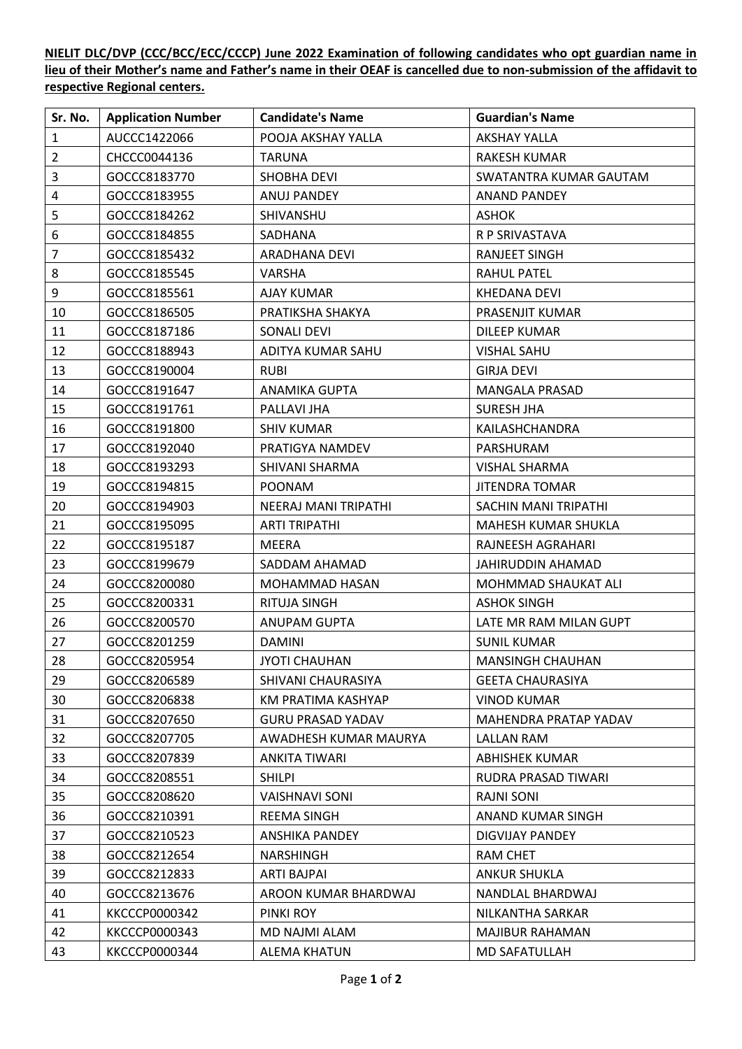**NIELIT DLC/DVP (CCC/BCC/ECC/CCCP) June 2022 Examination of following candidates who opt guardian name in lieu of their Mother's name and Father's name in their OEAF is cancelled due to non-submission of the affidavit to respective Regional centers.**

| Sr. No. | Application Number | Candidate's Name | Guardian's Name |
|---|---|---|---|
| 1 | AUCCC1422066 | POOJA AKSHAY YALLA | AKSHAY YALLA |
| 2 | CHCCC0044136 | TARUNA | RAKESH KUMAR |
| 3 | GOCCC8183770 | SHOBHA DEVI | SWATANTRA KUMAR GAUTAM |
| 4 | GOCCC8183955 | ANUJ PANDEY | ANAND PANDEY |
| 5 | GOCCC8184262 | SHIVANSHU | ASHOK |
| 6 | GOCCC8184855 | SADHANA | R P SRIVASTAVA |
| 7 | GOCCC8185432 | ARADHANA DEVI | RANJEET SINGH |
| 8 | GOCCC8185545 | VARSHA | RAHUL PATEL |
| 9 | GOCCC8185561 | AJAY KUMAR | KHEDANA DEVI |
| 10 | GOCCC8186505 | PRATIKSHA SHAKYA | PRASENJIT KUMAR |
| 11 | GOCCC8187186 | SONALI DEVI | DILEEP KUMAR |
| 12 | GOCCC8188943 | ADITYA KUMAR SAHU | VISHAL SAHU |
| 13 | GOCCC8190004 | RUBI | GIRJA DEVI |
| 14 | GOCCC8191647 | ANAMIKA GUPTA | MANGALA PRASAD |
| 15 | GOCCC8191761 | PALLAVI JHA | SURESH JHA |
| 16 | GOCCC8191800 | SHIV KUMAR | KAILASHCHANDRA |
| 17 | GOCCC8192040 | PRATIGYA NAMDEV | PARSHURAM |
| 18 | GOCCC8193293 | SHIVANI SHARMA | VISHAL SHARMA |
| 19 | GOCCC8194815 | POONAM | JITENDRA TOMAR |
| 20 | GOCCC8194903 | NEERAJ MANI TRIPATHI | SACHIN MANI TRIPATHI |
| 21 | GOCCC8195095 | ARTI TRIPATHI | MAHESH KUMAR SHUKLA |
| 22 | GOCCC8195187 | MEERA | RAJNEESH AGRAHARI |
| 23 | GOCCC8199679 | SADDAM AHAMAD | JAHIRUDDIN AHAMAD |
| 24 | GOCCC8200080 | MOHAMMAD HASAN | MOHMMAD SHAUKAT ALI |
| 25 | GOCCC8200331 | RITUJA SINGH | ASHOK SINGH |
| 26 | GOCCC8200570 | ANUPAM GUPTA | LATE MR RAM MILAN GUPT |
| 27 | GOCCC8201259 | DAMINI | SUNIL KUMAR |
| 28 | GOCCC8205954 | JYOTI CHAUHAN | MANSINGH CHAUHAN |
| 29 | GOCCC8206589 | SHIVANI CHAURASIYA | GEETA CHAURASIYA |
| 30 | GOCCC8206838 | KM PRATIMA KASHYAP | VINOD KUMAR |
| 31 | GOCCC8207650 | GURU PRASAD YADAV | MAHENDRA PRATAP YADAV |
| 32 | GOCCC8207705 | AWADHESH KUMAR MAURYA | LALLAN RAM |
| 33 | GOCCC8207839 | ANKITA TIWARI | ABHISHEK KUMAR |
| 34 | GOCCC8208551 | SHILPI | RUDRA PRASAD TIWARI |
| 35 | GOCCC8208620 | VAISHNAVI SONI | RAJNI SONI |
| 36 | GOCCC8210391 | REEMA SINGH | ANAND KUMAR SINGH |
| 37 | GOCCC8210523 | ANSHIKA PANDEY | DIGVIJAY PANDEY |
| 38 | GOCCC8212654 | NARSHINGH | RAM CHET |
| 39 | GOCCC8212833 | ARTI BAJPAI | ANKUR SHUKLA |
| 40 | GOCCC8213676 | AROON KUMAR BHARDWAJ | NANDLAL BHARDWAJ |
| 41 | KKCCCP0000342 | PINKI ROY | NILKANTHA SARKAR |
| 42 | KKCCCP0000343 | MD NAJMI ALAM | MAJIBUR RAHAMAN |
| 43 | KKCCCP0000344 | ALEMA KHATUN | MD SAFATULLAH |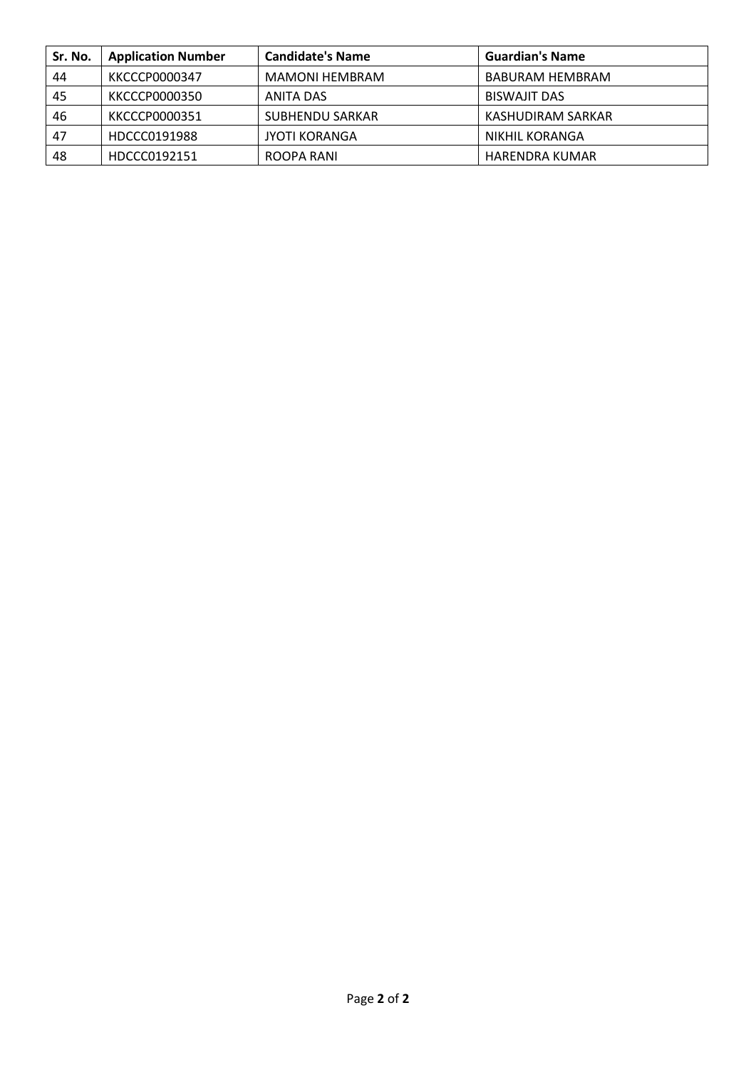| Sr. No. | Application Number | Candidate's Name | Guardian's Name |
|---|---|---|---|
| 44 | KKCCCP0000347 | MAMONI HEMBRAM | BABURAM HEMBRAM |
| 45 | KKCCCP0000350 | ANITA DAS | BISWAJIT DAS |
| 46 | KKCCCP0000351 | SUBHENDU SARKAR | KASHUDIRAM SARKAR |
| 47 | HDCCC0191988 | JYOTI KORANGA | NIKHIL KORANGA |
| 48 | HDCCC0192151 | ROOPA RANI | HARENDRA KUMAR |